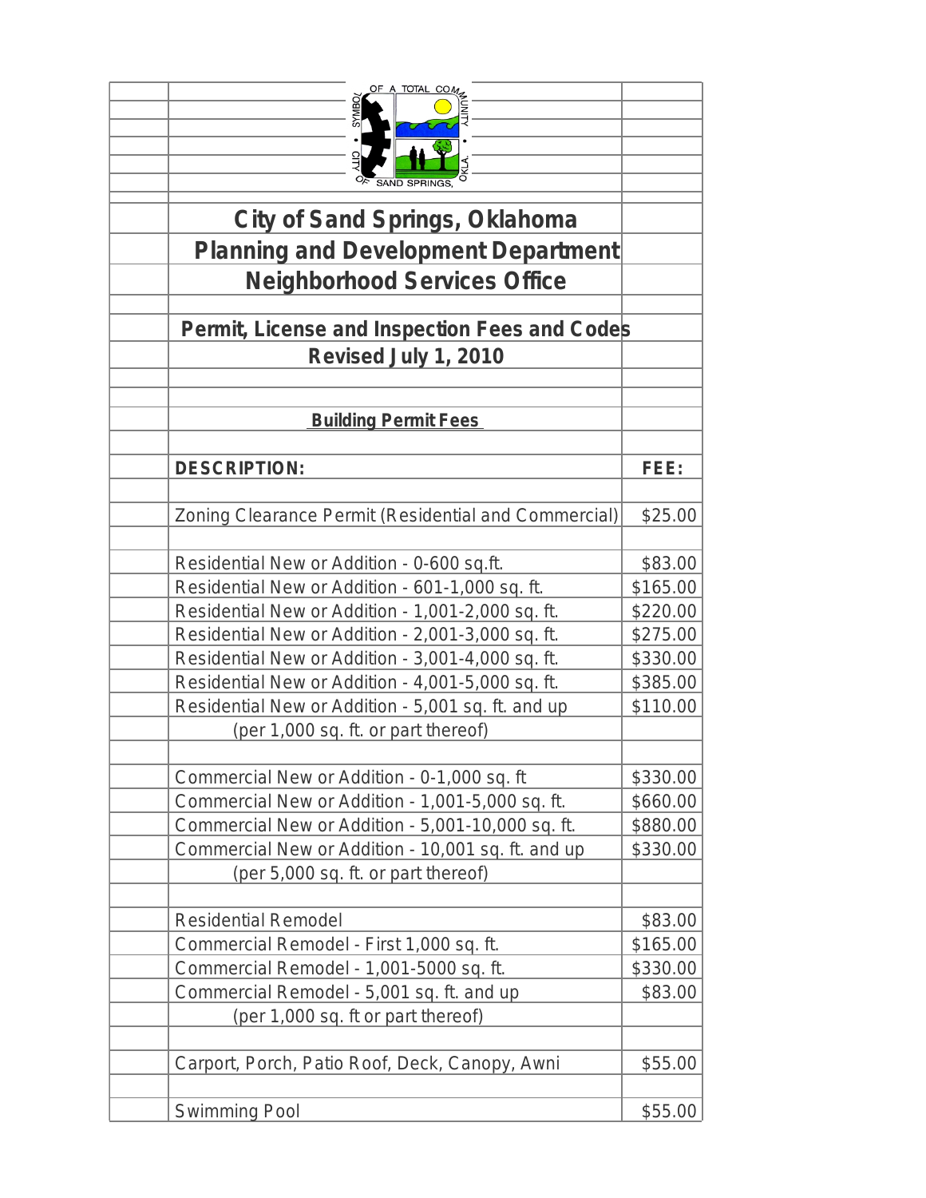# City of Sand Springs, Oklahoma

## Planning and Development Department

## Neighborhood Services Office

### Permit, License and Inspection Fees and Codes

### Revised July 1, 2010

**Building Permit Fees**

| DESCRIPTION: | FEE: |
|---|---|
| Zoning Clearance Permit (Residential and Commercial) | $25.00 |
| Residential New or Addition - 0-600 sq.ft. | $83.00 |
| Residential New or Addition - 601-1,000 sq. ft. | $165.00 |
| Residential New or Addition - 1,001-2,000 sq. ft. | $220.00 |
| Residential New or Addition - 2,001-3,000 sq. ft. | $275.00 |
| Residential New or Addition - 3,001-4,000 sq. ft. | $330.00 |
| Residential New or Addition - 4,001-5,000 sq. ft. | $385.00 |
| Residential New or Addition - 5,001 sq. ft. and up (per 1,000 sq. ft. or part thereof) | $110.00 |
| Commercial New or Addition - 0-1,000 sq. ft | $330.00 |
| Commercial New or Addition - 1,001-5,000 sq. ft. | $660.00 |
| Commercial New or Addition - 5,001-10,000 sq. ft. | $880.00 |
| Commercial New or Addition - 10,001 sq. ft. and up (per 5,000 sq. ft. or part thereof) | $330.00 |
| Residential Remodel | $83.00 |
| Commercial Remodel - First 1,000 sq. ft. | $165.00 |
| Commercial Remodel - 1,001-5000 sq. ft. | $330.00 |
| Commercial Remodel - 5,001 sq. ft. and up (per 1,000 sq. ft or part thereof) | $83.00 |
| Carport, Porch, Patio Roof, Deck, Canopy, Awni | $55.00 |
| Swimming Pool | $55.00 |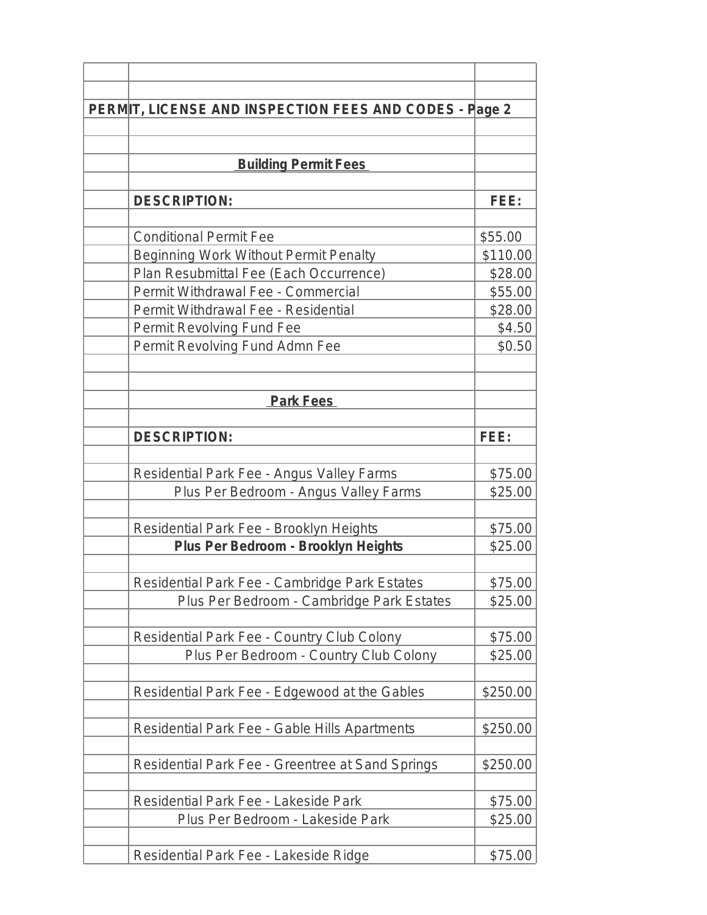**PERMIT, LICENSE AND INSPECTION FEES AND CODES - Page 2**

### Building Permit Fees

| DESCRIPTION: | FEE: |
|---|---|
| Conditional Permit Fee | $55.00 |
| Beginning Work Without Permit Penalty | $110.00 |
| Plan Resubmittal Fee (Each Occurrence) | $28.00 |
| Permit Withdrawal Fee - Commercial | $55.00 |
| Permit Withdrawal Fee - Residential | $28.00 |
| Permit Revolving Fund Fee | $4.50 |
| Permit Revolving Fund Admn Fee | $0.50 |

### Park Fees

| DESCRIPTION: | FEE: |
|---|---|
| Residential Park Fee - Angus Valley Farms | $75.00 |
| Plus Per Bedroom - Angus Valley Farms | $25.00 |
| Residential Park Fee - Brooklyn Heights | $75.00 |
| **Plus Per Bedroom - Brooklyn Heights** | $25.00 |
| Residential Park Fee - Cambridge Park Estates | $75.00 |
| Plus Per Bedroom - Cambridge Park Estates | $25.00 |
| Residential Park Fee - Country Club Colony | $75.00 |
| Plus Per Bedroom - Country Club Colony | $25.00 |
| Residential Park Fee - Edgewood at the Gables | $250.00 |
| Residential Park Fee - Gable Hills Apartments | $250.00 |
| Residential Park Fee - Greentree at Sand Springs | $250.00 |
| Residential Park Fee - Lakeside Park | $75.00 |
| Plus Per Bedroom - Lakeside Park | $25.00 |
| Residential Park Fee - Lakeside Ridge | $75.00 |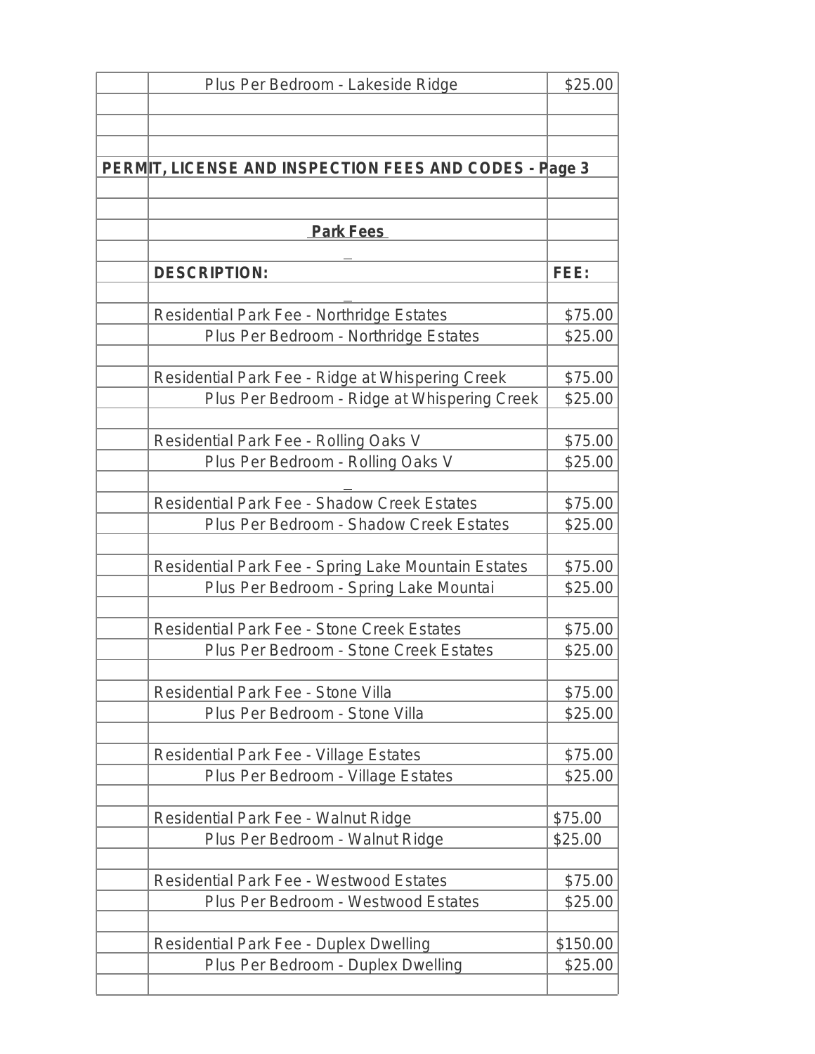| Description | Fee |
|---|---|
| Plus Per Bedrooom - Lakeside Ridge | $25.00 |

## PERMIT, LICENSE AND INSPECTION FEES AND CODES - Page 3

### Park Fees

| DESCRIPTION: | FEE: |
|---|---|
| Residential Park Fee - Northridge Estates | $75.00 |
| Plus Per Bedroom - Northridge Estates | $25.00 |
| | |
| Residential Park Fee - Ridge at Whispering Creek | $75.00 |
| Plus Per Bedroom - Ridge at Whispering Creek | $25.00 |
| | |
| Residential Park Fee - Rolling Oaks V | $75.00 |
| Plus Per Bedroom - Rolling Oaks V | $25.00 |
| | |
| Residential Park Fee - Shadow Creek Estates | $75.00 |
| Plus Per Bedroom - Shadow Creek Estates | $25.00 |
| | |
| Residential Park Fee - Spring Lake Mountain Estates | $75.00 |
| Plus Per Bedroom - Spring Lake Mountai | $25.00 |
| | |
| Residential Park Fee - Stone Creek Estates | $75.00 |
| Plus Per Bedroom - Stone Creek Estates | $25.00 |
| | |
| Residential Park Fee - Stone Villa | $75.00 |
| Plus Per Bedroom - Stone Villa | $25.00 |
| | |
| Residential Park Fee - Village Estates | $75.00 |
| Plus Per Bedroom - Village Estates | $25.00 |
| | |
| Residential Park Fee - Walnut Ridge | $75.00 |
| Plus Per Bedroom - Walnut Ridge | $25.00 |
| | |
| Residential Park Fee - Westwood Estates | $75.00 |
| Plus Per Bedroom - Westwood Estates | $25.00 |
| | |
| Residential Park Fee - Duplex Dwelling | $150.00 |
| Plus Per Bedroom - Duplex Dwelling | $25.00 |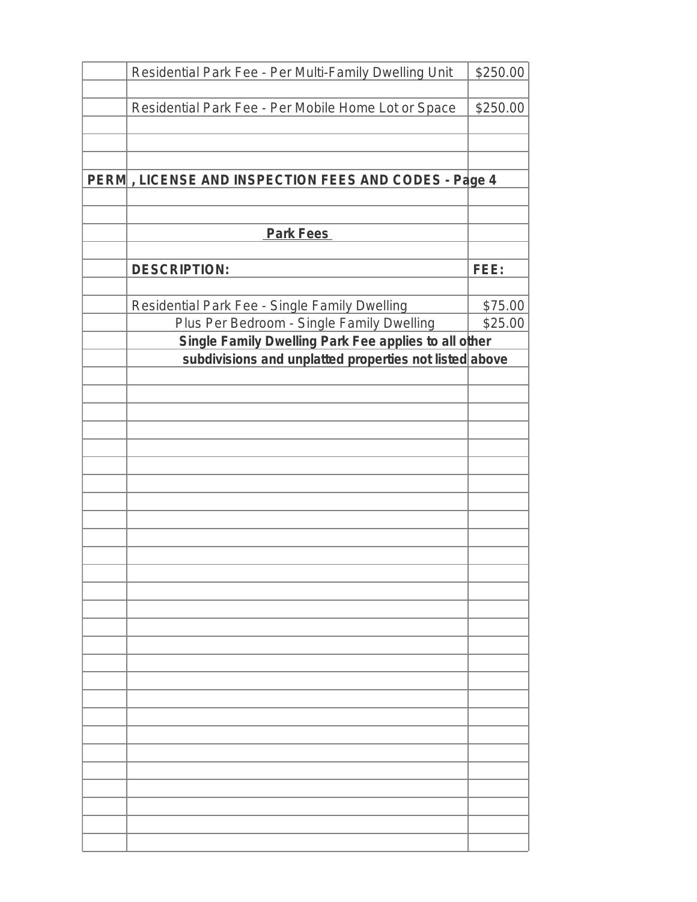| Description | Fee |
| --- | --- |
| Residential Park Fee - Per Multi-Family Dwelling Unit | $250.00 |
| Residential Park Fee - Per Mobile Home Lot or Space | $250.00 |

## PERM, LICENSE AND INSPECTION FEES AND CODES - Page 4

### Park Fees

| DESCRIPTION: | FEE: |
| --- | --- |
| Residential Park Fee - Single Family Dwelling | $75.00 |
| Plus Per Bedroom - Single Family Dwelling | $25.00 |

**Single Family Dwelling Park Fee applies to all other subdivisions and unplatted properties not listed above**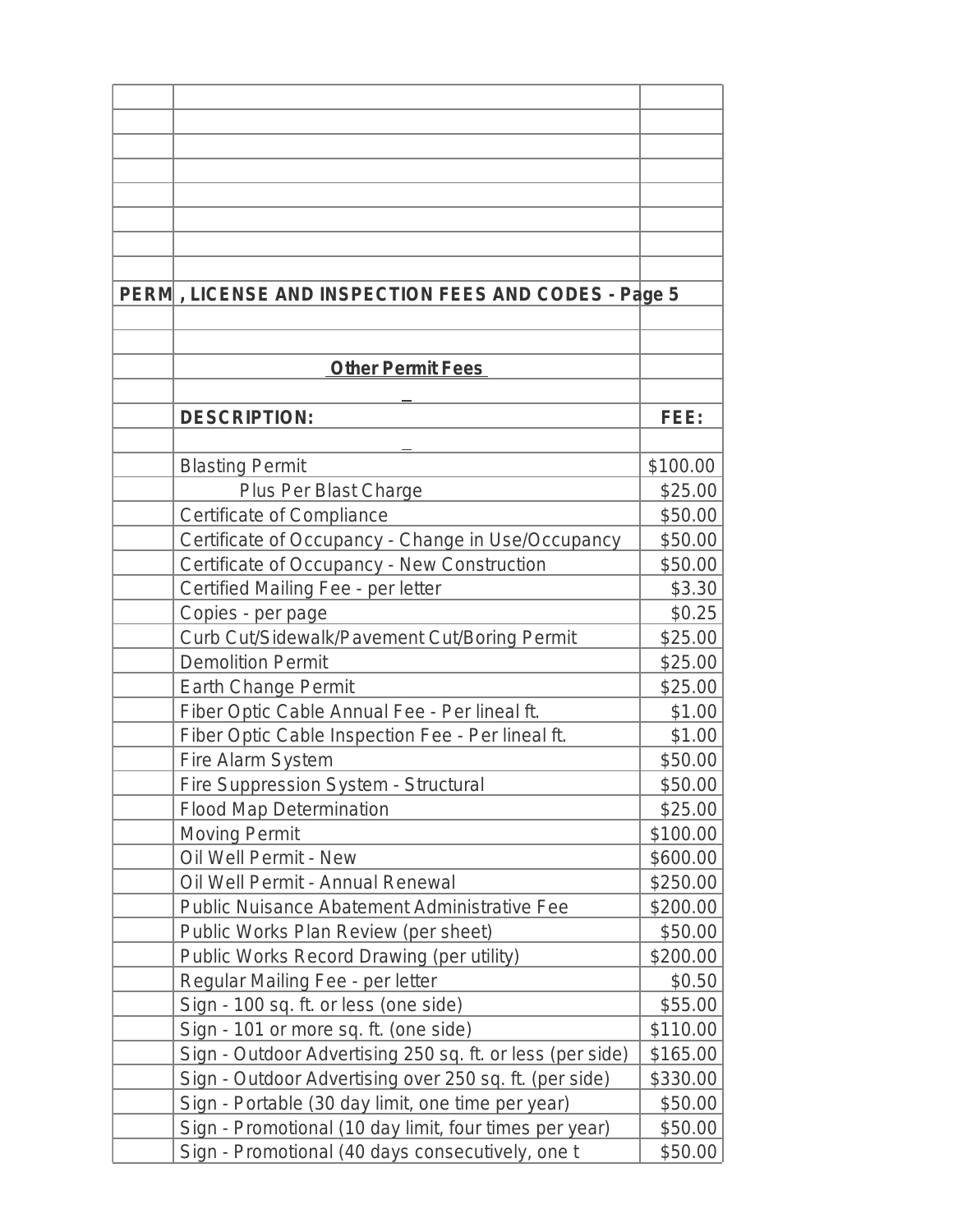## PERM , LICENSE AND INSPECTION FEES AND CODES - Page 5

### Other Permit Fees

| DESCRIPTION: | FEE: |
|---|---|
| Blasting Permit | $100.00 |
| Plus Per Blast Charge | $25.00 |
| Certificate of Compliance | $50.00 |
| Certificate of Occupancy - Change in Use/Occupancy | $50.00 |
| Certificate of Occupancy - New Construction | $50.00 |
| Certified Mailing Fee - per letter | $3.30 |
| Copies - per page | $0.25 |
| Curb Cut/Sidewalk/Pavement Cut/Boring Permit | $25.00 |
| Demolition Permit | $25.00 |
| Earth Change Permit | $25.00 |
| Fiber Optic Cable Annual Fee - Per lineal ft. | $1.00 |
| Fiber Optic Cable Inspection Fee - Per lineal ft. | $1.00 |
| Fire Alarm System | $50.00 |
| Fire Suppression System - Structural | $50.00 |
| Flood Map Determination | $25.00 |
| Moving Permit | $100.00 |
| Oil Well Permit - New | $600.00 |
| Oil Well Permit - Annual Renewal | $250.00 |
| Public Nuisance Abatement Administrative Fee | $200.00 |
| Public Works Plan Review (per sheet) | $50.00 |
| Public Works Record Drawing (per utility) | $200.00 |
| Regular Mailing Fee - per letter | $0.50 |
| Sign - 100 sq. ft. or less (one side) | $55.00 |
| Sign - 101 or more sq. ft. (one side) | $110.00 |
| Sign - Outdoor Advertising 250 sq. ft. or less (per side) | $165.00 |
| Sign - Outdoor Advertising over 250 sq. ft. (per side) | $330.00 |
| Sign - Portable (30 day limit, one time per year) | $50.00 |
| Sign - Promotional (10 day limit, four times per year) | $50.00 |
| Sign - Promotional (40 days consecutively, one t | $50.00 |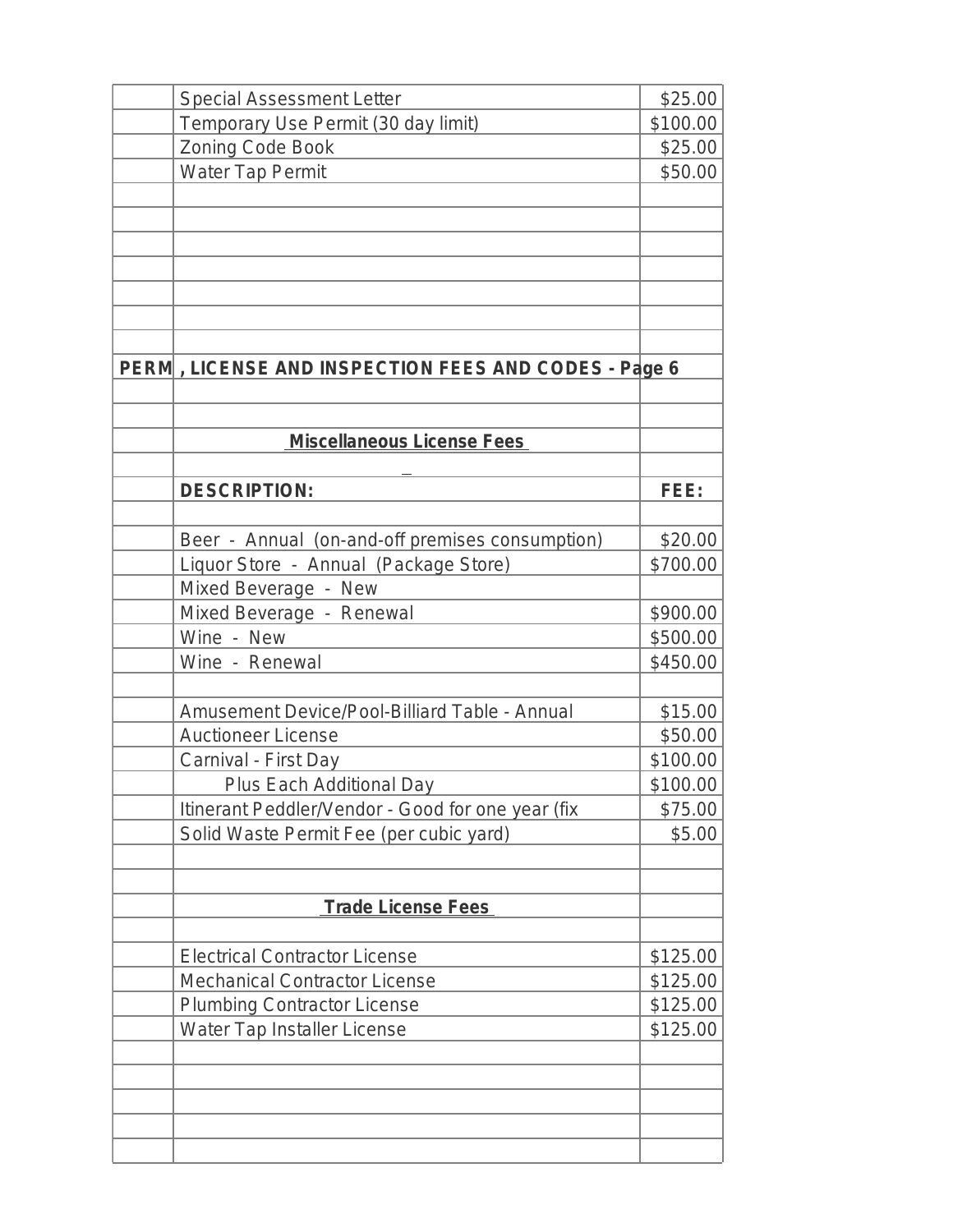| Description | Fee |
|---|---|
| Special Assessment Letter | $25.00 |
| Temporary Use Permit (30 day limit) | $100.00 |
| Zoning Code Book | $25.00 |
| Water Tap Permit | $50.00 |

## PERM , LICENSE AND INSPECTION FEES AND CODES - Page 6

### Miscellaneous License Fees

| DESCRIPTION: | FEE: |
|---|---|
| Beer - Annual (on-and-off premises consumption) | $20.00 |
| Liquor Store - Annual (Package Store) | $700.00 |
| Mixed Beverage - New | |
| Mixed Beverage - Renewal | $900.00 |
| Wine - New | $500.00 |
| Wine - Renewal | $450.00 |
| | |
| Amusement Device/Pool-Billiard Table - Annual | $15.00 |
| Auctioneer License | $50.00 |
| Carnival - First Day | $100.00 |
| Plus Each Additional Day | $100.00 |
| Itinerant Peddler/Vendor - Good for one year (fix | $75.00 |
| Solid Waste Permit Fee (per cubic yard) | $5.00 |

### Trade License Fees

| DESCRIPTION: | FEE: |
|---|---|
| Electrical Contractor License | $125.00 |
| Mechanical Contractor License | $125.00 |
| Plumbing Contractor License | $125.00 |
| Water Tap Installer License | $125.00 |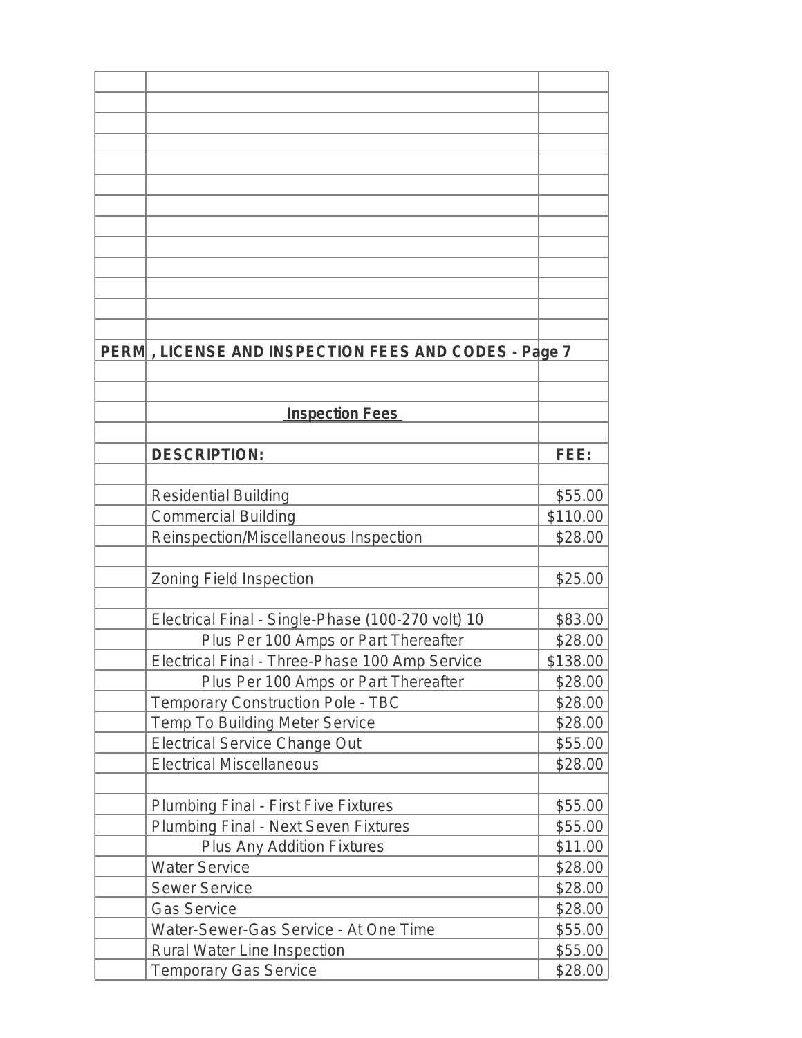## PERMIT, LICENSE AND INSPECTION FEES AND CODES - Page 7

### Inspection Fees

| DESCRIPTION: | FEE: |
|---|---|
| Residential Building | $55.00 |
| Commercial Building | $110.00 |
| Reinspection/Miscellaneous Inspection | $28.00 |
| | |
| Zoning Field Inspection | $25.00 |
| | |
| Electrical Final - Single-Phase (100-270 volt) 10 | $83.00 |
| Plus Per 100 Amps or Part Thereafter | $28.00 |
| Electrical Final - Three-Phase 100 Amp Service | $138.00 |
| Plus Per 100 Amps or Part Thereafter | $28.00 |
| Temporary Construction Pole - TBC | $28.00 |
| Temp To Building Meter Service | $28.00 |
| Electrical Service Change Out | $55.00 |
| Electrical Miscellaneous | $28.00 |
| | |
| Plumbing Final - First Five Fixtures | $55.00 |
| Plumbing Final - Next Seven Fixtures | $55.00 |
| Plus Any Addition Fixtures | $11.00 |
| Water Service | $28.00 |
| Sewer Service | $28.00 |
| Gas Service | $28.00 |
| Water-Sewer-Gas Service - At One Time | $55.00 |
| Rural Water Line Inspection | $55.00 |
| Temporary Gas Service | $28.00 |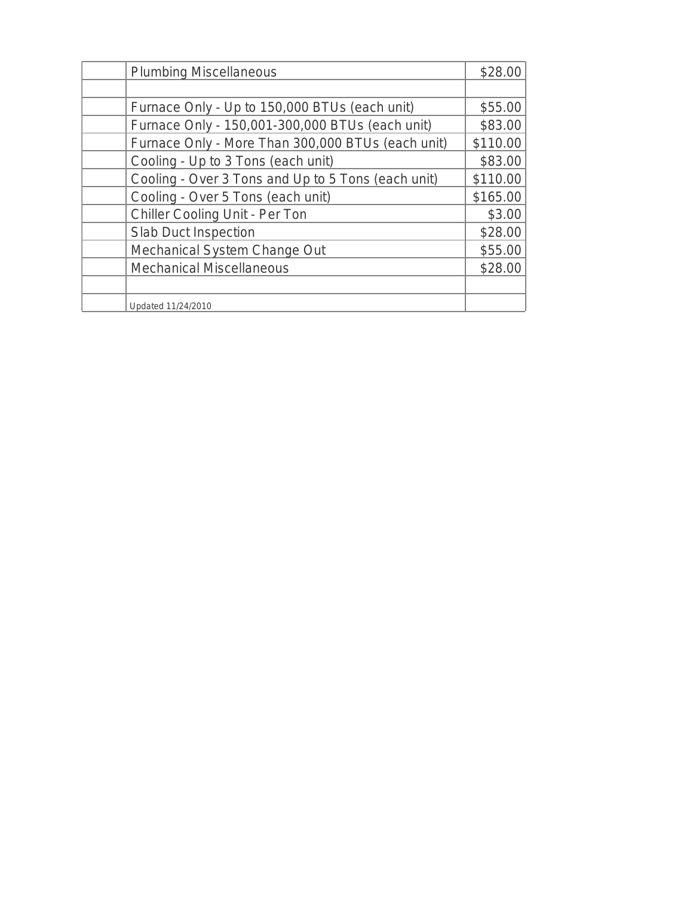| | | |
|---|---|---|
| | Plumbing Miscellaneous | $28.00 |
| | | |
| | Furnace Only - Up to 150,000 BTUs (each unit) | $55.00 |
| | Furnace Only - 150,001-300,000 BTUs (each unit) | $83.00 |
| | Furnace Only - More Than 300,000 BTUs (each unit) | $110.00 |
| | Cooling - Up to 3 Tons (each unit) | $83.00 |
| | Cooling - Over 3 Tons and Up to 5 Tons (each unit) | $110.00 |
| | Cooling - Over 5 Tons (each unit) | $165.00 |
| | Chiller Cooling Unit - Per Ton | $3.00 |
| | Slab Duct Inspection | $28.00 |
| | Mechanical System Change Out | $55.00 |
| | Mechanical Miscellaneous | $28.00 |
| | | |
| | Updated 11/24/2010 | |